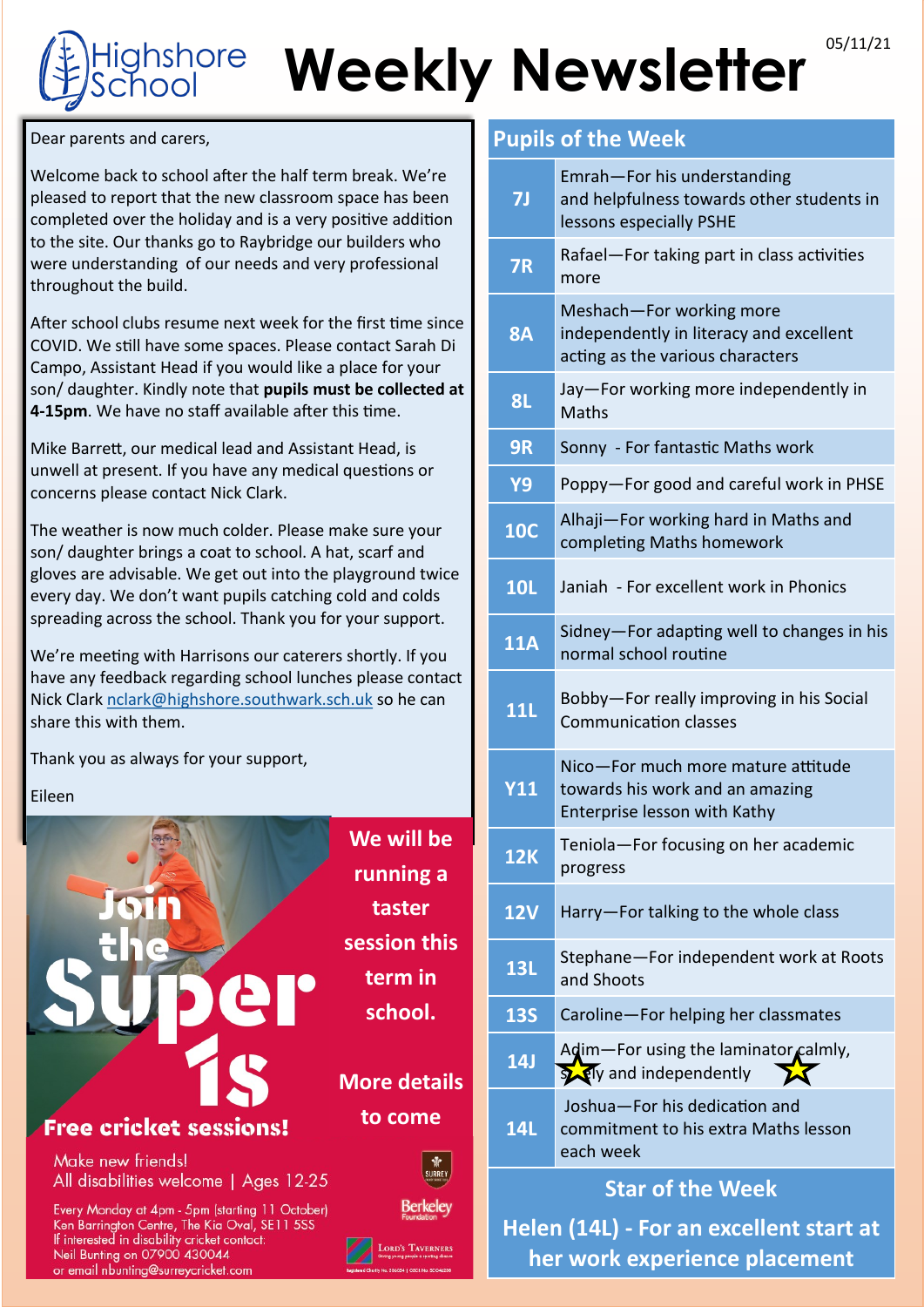Highshore School

# Weekly Newsletter

05/11/21

Dear parents and carers,

Welcome back to school after the half term break. We're pleased to report that the new classroom space has been completed over the holiday and is a very positive addition to the site. Our thanks go to Raybridge our builders who were understanding of our needs and very professional throughout the build.

After school clubs resume next week for the first time since COVID. We still have some spaces. Please contact Sarah Di Campo, Assistant Head if you would like a place for your son/ daughter. Kindly note that **pupils must be collected at 4-15pm**. We have no staff available after this time.

Mike Barrett, our medical lead and Assistant Head, is unwell at present. If you have any medical questions or concerns please contact Nick Clark.

The weather is now much colder. Please make sure your son/ daughter brings a coat to school. A hat, scarf and gloves are advisable. We get out into the playground twice every day. We don't want pupils catching cold and colds spreading across the school. Thank you for your support.

We're meeting with Harrisons our caterers shortly. If you have any feedback regarding school lunches please contact Nick Clark nclark@highshore.southwark.sch.uk so he can share this with them.

Thank you as always for your support,

Eileen

**Join the Super 1s**

**Free cricket sessions!**

Make new friends!
All disabilities welcome | Ages 12-25

Every Monday at 4pm - 5pm (starting 11 October)
Ken Barrington Centre, The Kia Oval, SE11 5SS
If interested in disability cricket contact:
Neil Bunting on 07900 430044
or email nbunting@surreycricket.com

**We will be running a taster session this term in school.**

**More details to come**

## Pupils of the Week

| Class | |
|---|---|
| 7J | Emrah—For his understanding and helpfulness towards other students in lessons especially PSHE |
| 7R | Rafael—For taking part in class activities more |
| 8A | Meshach—For working more independently in literacy and excellent acting as the various characters |
| 8L | Jay—For working more independently in Maths |
| 9R | Sonny - For fantastic Maths work |
| Y9 | Poppy—For good and careful work in PHSE |
| 10C | Alhaji—For working hard in Maths and completing Maths homework |
| 10L | Janiah - For excellent work in Phonics |
| 11A | Sidney—For adapting well to changes in his normal school routine |
| 11L | Bobby—For really improving in his Social Communication classes |
| Y11 | Nico—For much more mature attitude towards his work and an amazing Enterprise lesson with Kathy |
| 12K | Teniola—For focusing on her academic progress |
| 12V | Harry—For talking to the whole class |
| 13L | Stephane—For independent work at Roots and Shoots |
| 13S | Caroline—For helping her classmates |
| 14J | Adim—For using the laminator calmly, safely and independently |
| 14L | Joshua—For his dedication and commitment to his extra Maths lesson each week |

## Star of the Week

**Helen (14L) - For an excellent start at her work experience placement**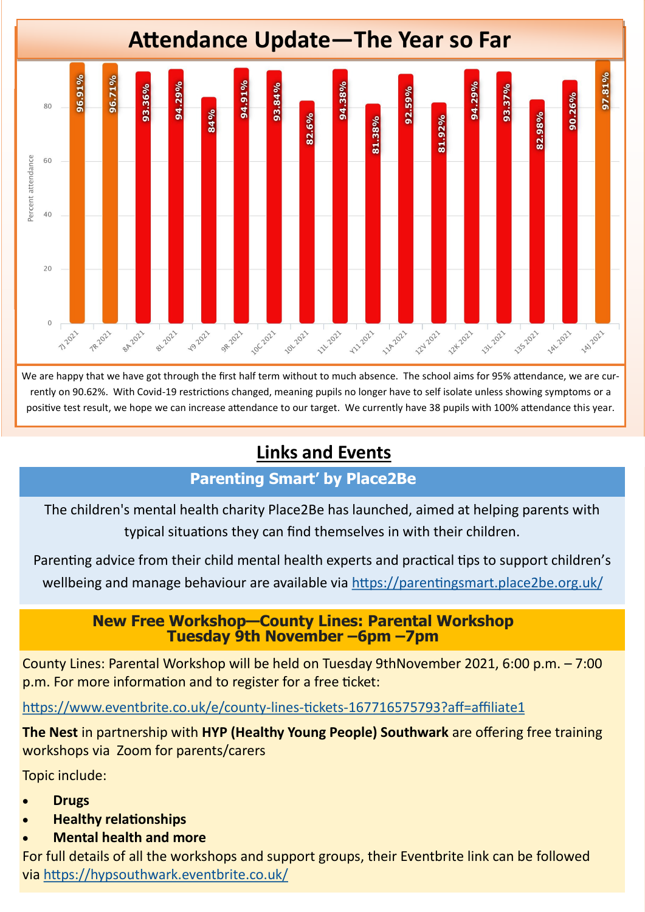# Attendance Update—The Year so Far

Percent attendance

0, 20, 40, 60, 80

7J 2021: 96.91%
7R 2021: 96.71%
8A 2021: 93.36%
8L 2021: 94.29%
Y9 2021: 84%
9R 2021: 94.91%
10C 2021: 93.84%
10L 2021: 82.6%
11L 2021: 94.38%
Y11 2021: 81.38%
11A 2021: 92.59%
12V 2021: 81.92%
12K 2021: 94.29%
13L 2021: 93.37%
13S 2021: 82.98%
14L 2021: 90.26%
14J 2021: 97.81%

We are happy that we have got through the first half term without to much absence. The school aims for 95% attendance, we are currently on 90.62%. With Covid-19 restrictions changed, meaning pupils no longer have to self isolate unless showing symptoms or a positive test result, we hope we can increase attendance to our target. We currently have 38 pupils with 100% attendance this year.

## Links and Events

### Parenting Smart' by Place2Be

The children's mental health charity Place2Be has launched, aimed at helping parents with typical situations they can find themselves in with their children.

Parenting advice from their child mental health experts and practical tips to support children's wellbeing and manage behaviour are available via https://parentingsmart.place2be.org.uk/

### New Free Workshop—County Lines: Parental Workshop Tuesday 9th November –6pm –7pm

County Lines: Parental Workshop will be held on Tuesday 9thNovember 2021, 6:00 p.m. – 7:00 p.m. For more information and to register for a free ticket:

https://www.eventbrite.co.uk/e/county-lines-tickets-167716575793?aff=affiliate1

**The Nest** in partnership with **HYP (Healthy Young People) Southwark** are offering free training workshops via Zoom for parents/carers

Topic include:

- **Drugs**
- **Healthy relationships**
- **Mental health and more**

For full details of all the workshops and support groups, their Eventbrite link can be followed via https://hypsouthwark.eventbrite.co.uk/